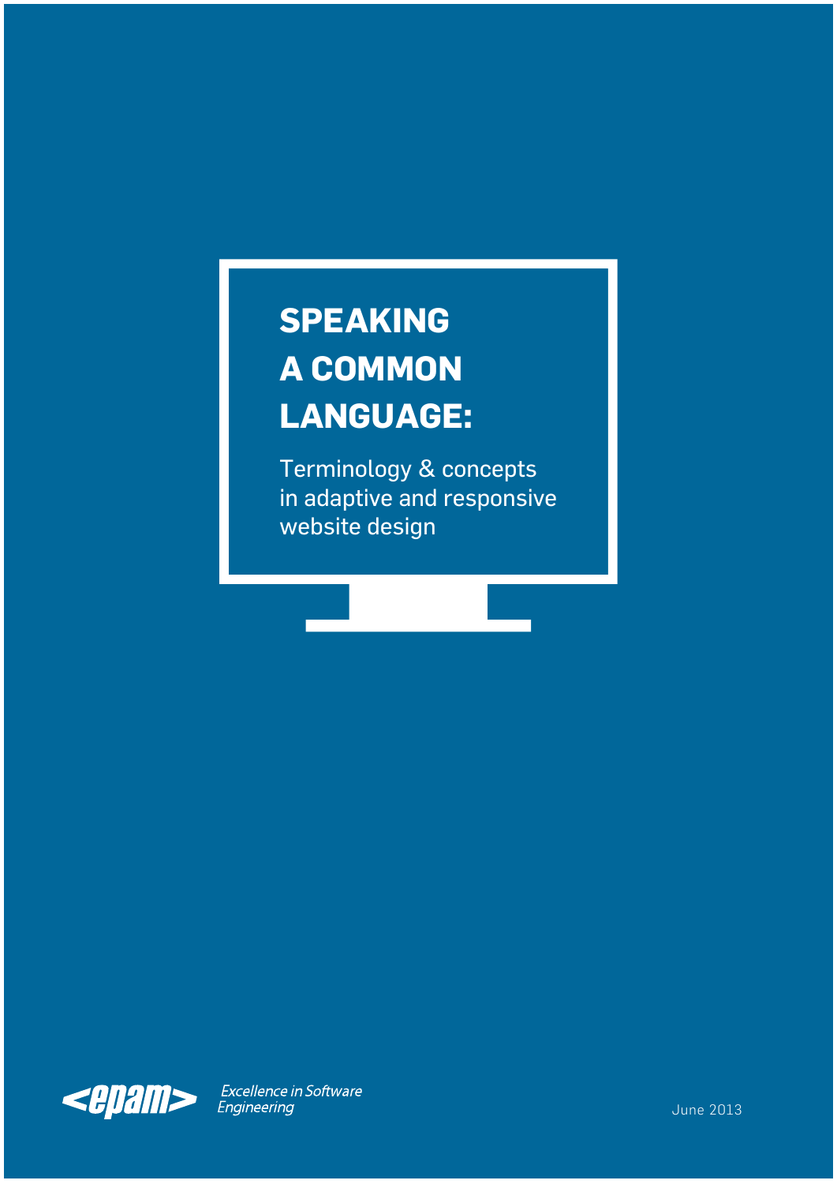# SPEAKING A COMMON LANGUAGE:

Terminology & concepts in adaptive and responsive website design

<epam> *Excellence in Software Engineering*

June 2013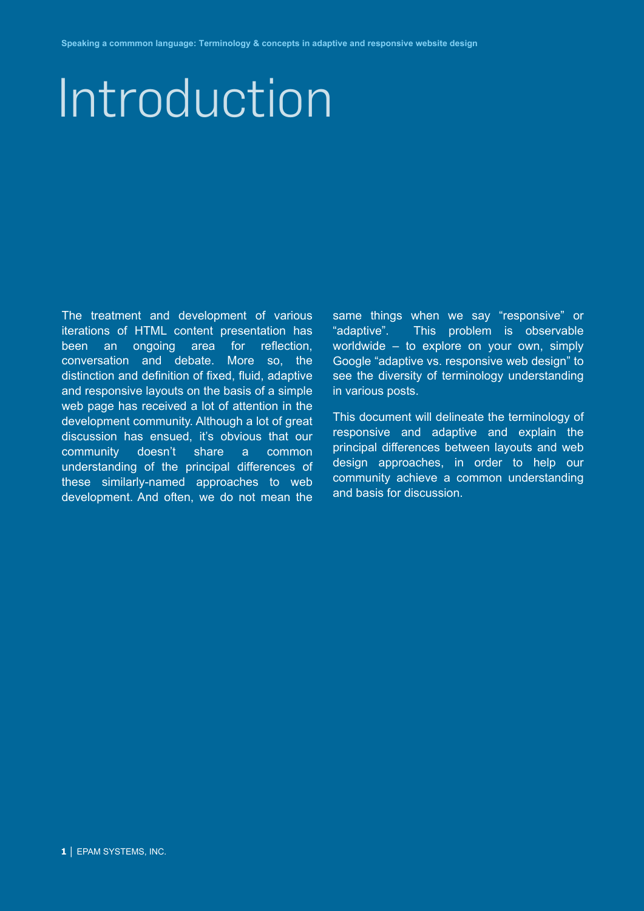# Introduction

The treatment and development of various iterations of HTML content presentation has been an ongoing area for reflection, conversation and debate. More so, the distinction and definition of fixed, fluid, adaptive and responsive layouts on the basis of a simple web page has received a lot of attention in the development community. Although a lot of great discussion has ensued, it's obvious that our community doesn't share a common understanding of the principal differences of these similarly-named approaches to web development. And often, we do not mean the same things when we say "responsive" or "adaptive". This problem is observable worldwide – to explore on your own, simply Google "adaptive vs. responsive web design" to see the diversity of terminology understanding in various posts.

This document will delineate the terminology of responsive and adaptive and explain the principal differences between layouts and web design approaches, in order to help our community achieve a common understanding and basis for discussion.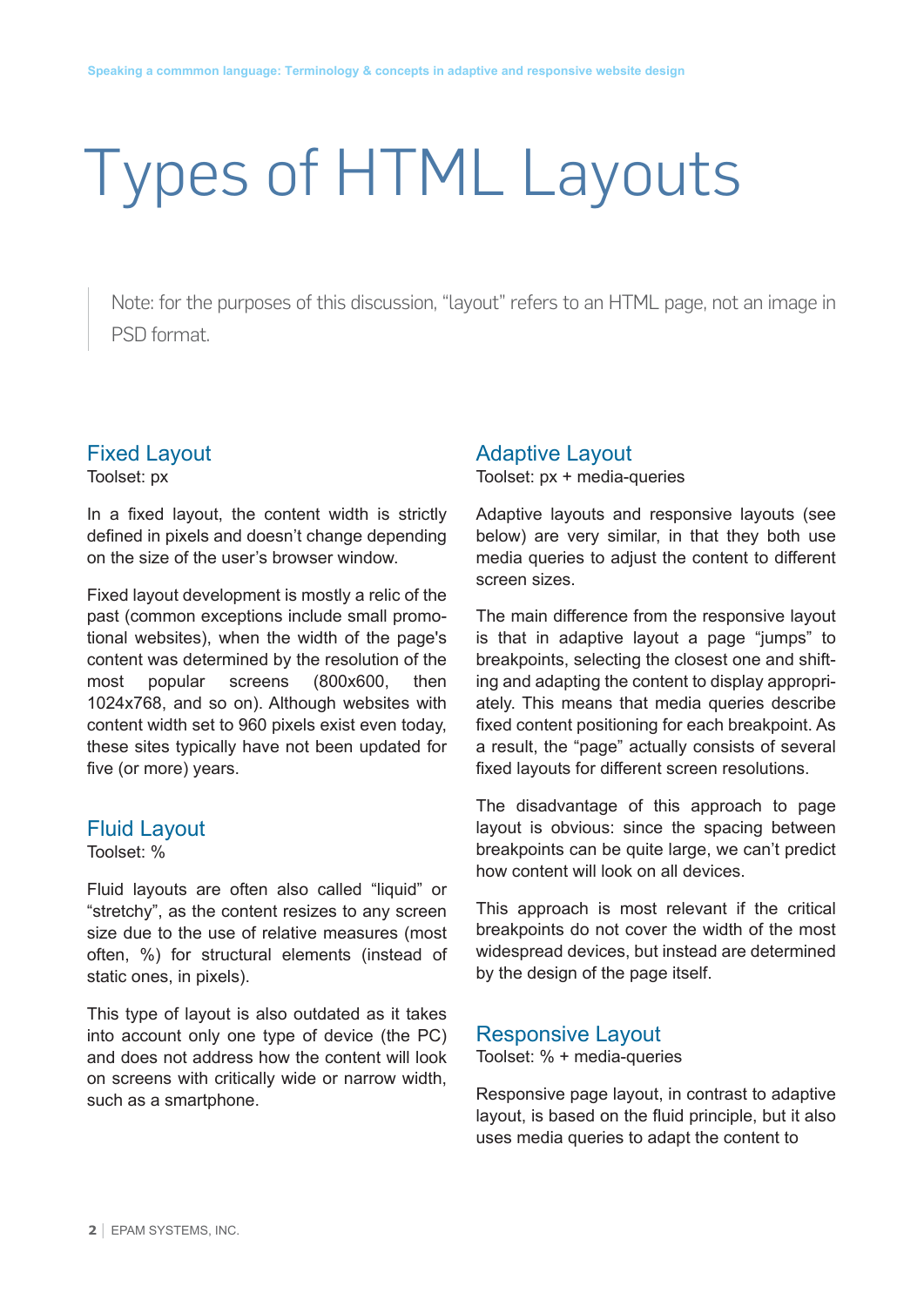# Types of HTML Layouts

> Note: for the purposes of this discussion, "layout" refers to an HTML page, not an image in PSD format.

## Fixed Layout

Toolset: px

In a fixed layout, the content width is strictly defined in pixels and doesn't change depending on the size of the user's browser window.

Fixed layout development is mostly a relic of the past (common exceptions include small promotional websites), when the width of the page's content was determined by the resolution of the most popular screens (800x600, then 1024x768, and so on). Although websites with content width set to 960 pixels exist even today, these sites typically have not been updated for five (or more) years.

## Fluid Layout

Toolset: %

Fluid layouts are often also called "liquid" or "stretchy", as the content resizes to any screen size due to the use of relative measures (most often, %) for structural elements (instead of static ones, in pixels).

This type of layout is also outdated as it takes into account only one type of device (the PC) and does not address how the content will look on screens with critically wide or narrow width, such as a smartphone.

## Adaptive Layout

Toolset: px + media-queries

Adaptive layouts and responsive layouts (see below) are very similar, in that they both use media queries to adjust the content to different screen sizes.

The main difference from the responsive layout is that in adaptive layout a page "jumps" to breakpoints, selecting the closest one and shifting and adapting the content to display appropriately. This means that media queries describe fixed content positioning for each breakpoint. As a result, the "page" actually consists of several fixed layouts for different screen resolutions.

The disadvantage of this approach to page layout is obvious: since the spacing between breakpoints can be quite large, we can't predict how content will look on all devices.

This approach is most relevant if the critical breakpoints do not cover the width of the most widespread devices, but instead are determined by the design of the page itself.

## Responsive Layout

Toolset: % + media-queries

Responsive page layout, in contrast to adaptive layout, is based on the fluid principle, but it also uses media queries to adapt the content to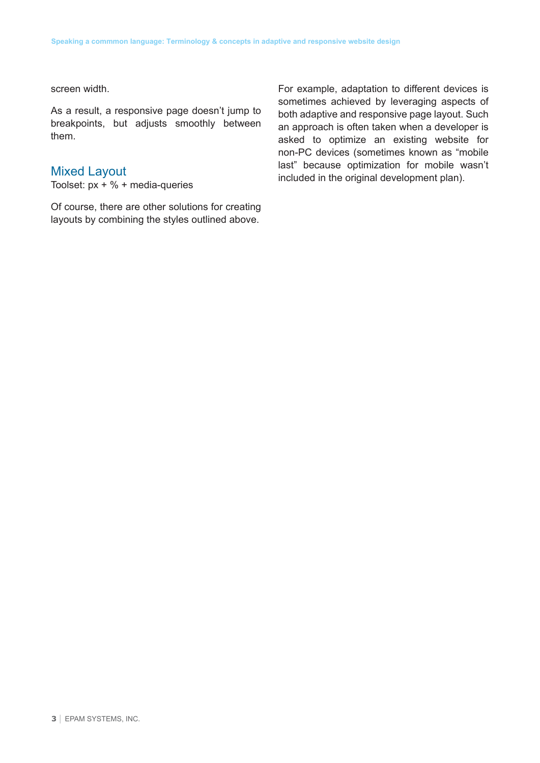screen width.

As a result, a responsive page doesn't jump to breakpoints, but adjusts smoothly between them.

## Mixed Layout

Toolset: px + % + media-queries

Of course, there are other solutions for creating layouts by combining the styles outlined above.

For example, adaptation to different devices is sometimes achieved by leveraging aspects of both adaptive and responsive page layout. Such an approach is often taken when a developer is asked to optimize an existing website for non-PC devices (sometimes known as "mobile last" because optimization for mobile wasn't included in the original development plan).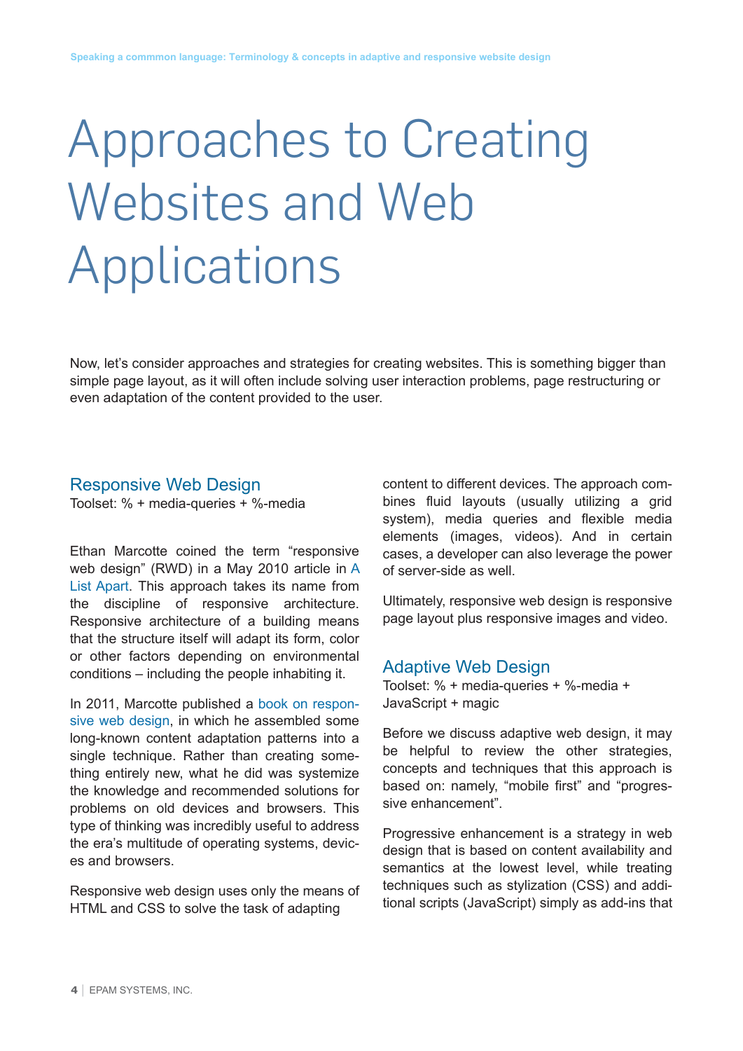# Approaches to Creating Websites and Web Applications

Now, let's consider approaches and strategies for creating websites. This is something bigger than simple page layout, as it will often include solving user interaction problems, page restructuring or even adaptation of the content provided to the user.

## Responsive Web Design

Toolset: % + media-queries + %-media

Ethan Marcotte coined the term "responsive web design" (RWD) in a May 2010 article in A List Apart. This approach takes its name from the discipline of responsive architecture. Responsive architecture of a building means that the structure itself will adapt its form, color or other factors depending on environmental conditions – including the people inhabiting it.

In 2011, Marcotte published a book on responsive web design, in which he assembled some long-known content adaptation patterns into a single technique. Rather than creating something entirely new, what he did was systemize the knowledge and recommended solutions for problems on old devices and browsers. This type of thinking was incredibly useful to address the era's multitude of operating systems, devices and browsers.

Responsive web design uses only the means of HTML and CSS to solve the task of adapting content to different devices. The approach combines fluid layouts (usually utilizing a grid system), media queries and flexible media elements (images, videos). And in certain cases, a developer can also leverage the power of server-side as well.

Ultimately, responsive web design is responsive page layout plus responsive images and video.

## Adaptive Web Design

Toolset: % + media-queries + %-media + JavaScript + magic

Before we discuss adaptive web design, it may be helpful to review the other strategies, concepts and techniques that this approach is based on: namely, "mobile first" and "progressive enhancement".

Progressive enhancement is a strategy in web design that is based on content availability and semantics at the lowest level, while treating techniques such as stylization (CSS) and additional scripts (JavaScript) simply as add-ins that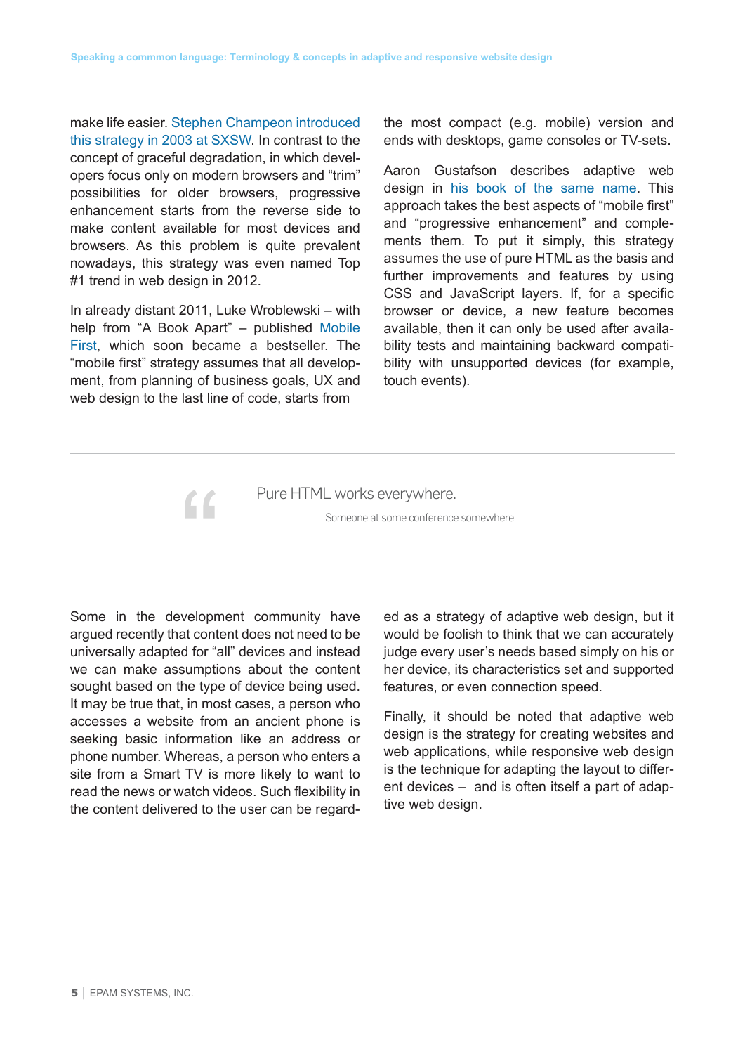make life easier. Stephen Champeon introduced this strategy in 2003 at SXSW. In contrast to the concept of graceful degradation, in which developers focus only on modern browsers and "trim" possibilities for older browsers, progressive enhancement starts from the reverse side to make content available for most devices and browsers. As this problem is quite prevalent nowadays, this strategy was even named Top #1 trend in web design in 2012.

In already distant 2011, Luke Wroblewski – with help from "A Book Apart" – published Mobile First, which soon became a bestseller. The "mobile first" strategy assumes that all development, from planning of business goals, UX and web design to the last line of code, starts from the most compact (e.g. mobile) version and ends with desktops, game consoles or TV-sets.

Aaron Gustafson describes adaptive web design in his book of the same name. This approach takes the best aspects of "mobile first" and "progressive enhancement" and complements them. To put it simply, this strategy assumes the use of pure HTML as the basis and further improvements and features by using CSS and JavaScript layers. If, for a specific browser or device, a new feature becomes available, then it can only be used after availability tests and maintaining backward compatibility with unsupported devices (for example, touch events).

> Pure HTML works everywhere.
>
> Someone at some conference somewhere

Some in the development community have argued recently that content does not need to be universally adapted for "all" devices and instead we can make assumptions about the content sought based on the type of device being used. It may be true that, in most cases, a person who accesses a website from an ancient phone is seeking basic information like an address or phone number. Whereas, a person who enters a site from a Smart TV is more likely to want to read the news or watch videos. Such flexibility in the content delivered to the user can be regarded as a strategy of adaptive web design, but it would be foolish to think that we can accurately judge every user's needs based simply on his or her device, its characteristics set and supported features, or even connection speed.

Finally, it should be noted that adaptive web design is the strategy for creating websites and web applications, while responsive web design is the technique for adapting the layout to different devices – and is often itself a part of adaptive web design.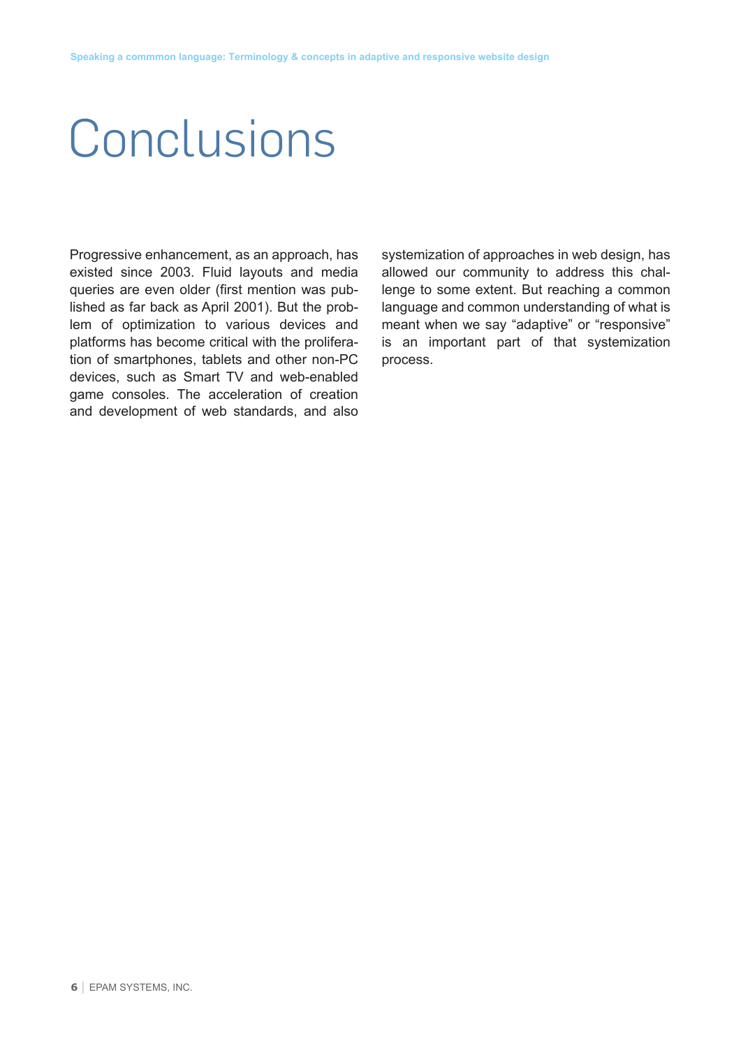# Conclusions

Progressive enhancement, as an approach, has existed since 2003. Fluid layouts and media queries are even older (first mention was published as far back as April 2001). But the problem of optimization to various devices and platforms has become critical with the proliferation of smartphones, tablets and other non-PC devices, such as Smart TV and web-enabled game consoles. The acceleration of creation and development of web standards, and also systemization of approaches in web design, has allowed our community to address this challenge to some extent. But reaching a common language and common understanding of what is meant when we say "adaptive" or "responsive" is an important part of that systemization process.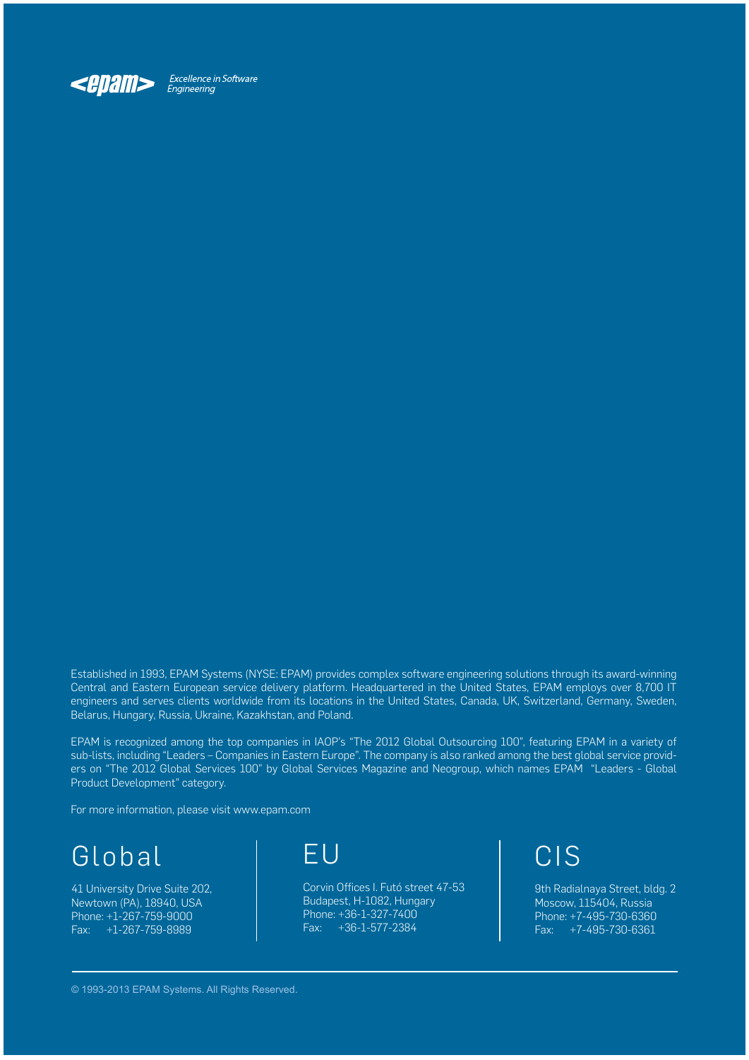<epam> Excellence in Software Engineering

Established in 1993, EPAM Systems (NYSE: EPAM) provides complex software engineering solutions through its award-winning Central and Eastern European service delivery platform. Headquartered in the United States, EPAM employs over 8,700 IT engineers and serves clients worldwide from its locations in the United States, Canada, UK, Switzerland, Germany, Sweden, Belarus, Hungary, Russia, Ukraine, Kazakhstan, and Poland.

EPAM is recognized among the top companies in IAOP's "The 2012 Global Outsourcing 100", featuring EPAM in a variety of sub-lists, including "Leaders – Companies in Eastern Europe". The company is also ranked among the best global service providers on "The 2012 Global Services 100" by Global Services Magazine and Neogroup, which names EPAM "Leaders - Global Product Development" category.

For more information, please visit www.epam.com

## Global

41 University Drive Suite 202,
Newtown (PA), 18940, USA
Phone: +1-267-759-9000
Fax: +1-267-759-8989

## EU

Corvin Offices I. Futó street 47-53
Budapest, H-1082, Hungary
Phone: +36-1-327-7400
Fax: +36-1-577-2384

## CIS

9th Radialnaya Street, bldg. 2
Moscow, 115404, Russia
Phone: +7-495-730-6360
Fax: +7-495-730-6361

© 1993-2013 EPAM Systems. All Rights Reserved.